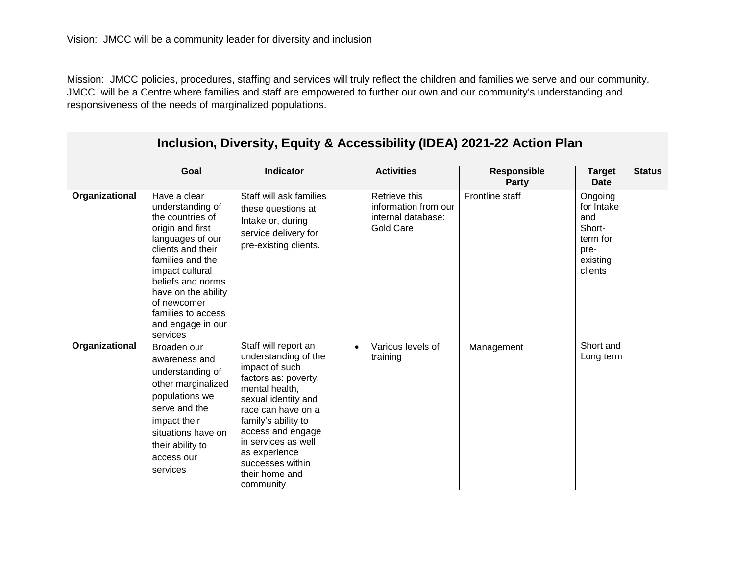Vision: JMCC will be a community leader for diversity and inclusion

Mission: JMCC policies, procedures, staffing and services will truly reflect the children and families we serve and our community. JMCC will be a Centre where families and staff are empowered to further our own and our community's understanding and responsiveness of the needs of marginalized populations.

## Inclusion, Diversity, Equity & Accessibility (IDEA) 2021-22 Action Plan

| | Goal | Indicator | Activities | Responsible Party | Target Date | Status |
|---|---|---|---|---|---|---|
| **Organizational** | Have a clear understanding of the countries of origin and first languages of our clients and their families and the impact cultural beliefs and norms have on the ability of newcomer families to access and engage in our services | Staff will ask families these questions at Intake or, during service delivery for pre-existing clients. | Retrieve this information from our internal database: Gold Care | Frontline staff | Ongoing for Intake and Short-term for pre-existing clients | |
| **Organizational** | Broaden our awareness and understanding of other marginalized populations we serve and the impact their situations have on their ability to access our services | Staff will report an understanding of the impact of such factors as: poverty, mental health, sexual identity and race can have on a family's ability to access and engage in services as well as experience successes within their home and community | • Various levels of training | Management | Short and Long term | |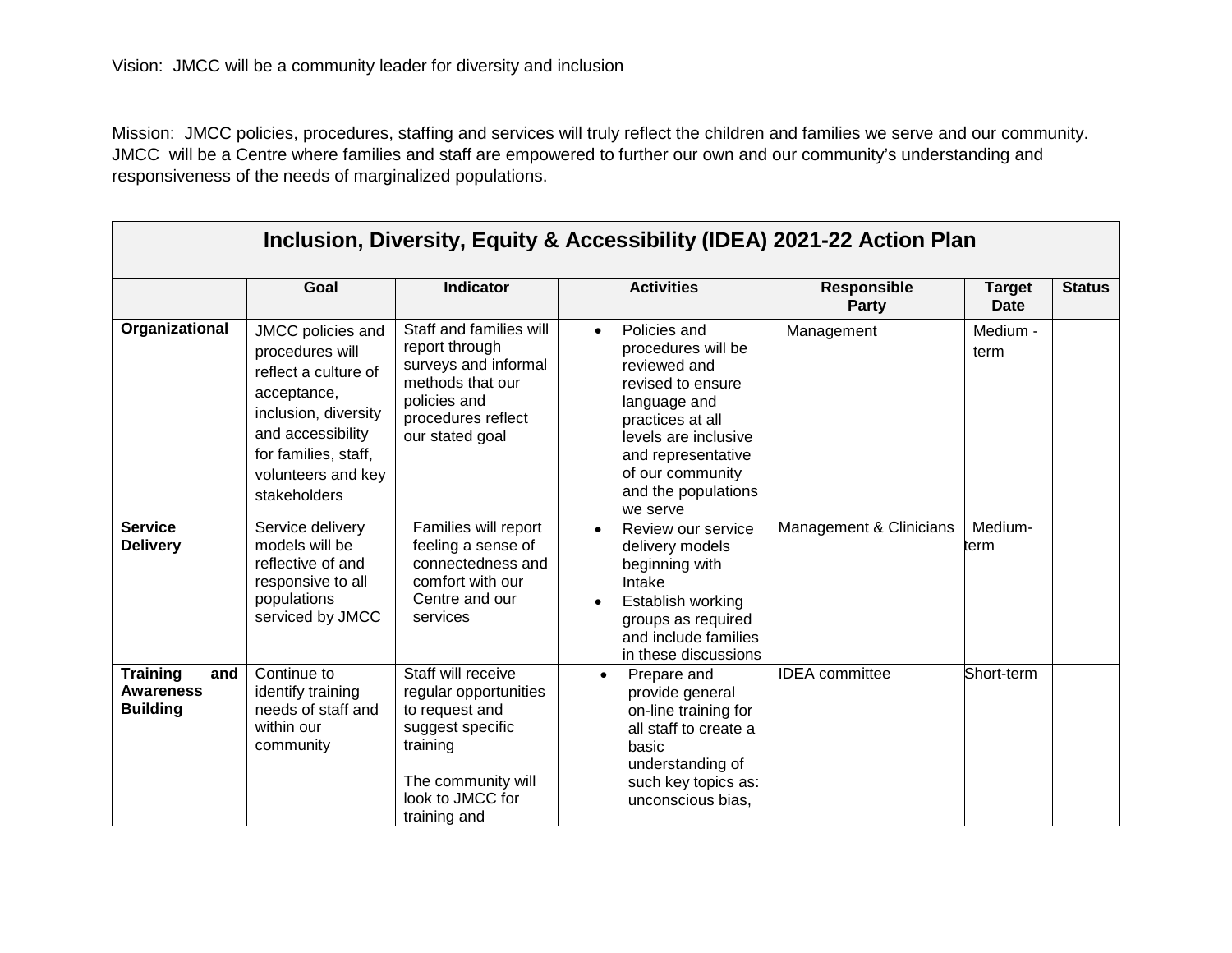Vision: JMCC will be a community leader for diversity and inclusion

Mission: JMCC policies, procedures, staffing and services will truly reflect the children and families we serve and our community. JMCC will be a Centre where families and staff are empowered to further our own and our community's understanding and responsiveness of the needs of marginalized populations.

| Inclusion, Diversity, Equity & Accessibility (IDEA) 2021-22 Action Plan | | | | | | |
|---|---|---|---|---|---|---|
| | **Goal** | **Indicator** | **Activities** | **Responsible Party** | **Target Date** | **Status** |
| **Organizational** | JMCC policies and procedures will reflect a culture of acceptance, inclusion, diversity and accessibility for families, staff, volunteers and key stakeholders | Staff and families will report through surveys and informal methods that our policies and procedures reflect our stated goal | • Policies and procedures will be reviewed and revised to ensure language and practices at all levels are inclusive and representative of our community and the populations we serve | Management | Medium - term | |
| **Service Delivery** | Service delivery models will be reflective of and responsive to all populations serviced by JMCC | Families will report feeling a sense of connectedness and comfort with our Centre and our services | • Review our service delivery models beginning with Intake<br>• Establish working groups as required and include families in these discussions | Management & Clinicians | Medium-term | |
| **Training and Awareness Building** | Continue to identify training needs of staff and within our community | Staff will receive regular opportunities to request and suggest specific training<br><br>The community will look to JMCC for training and | • Prepare and provide general on-line training for all staff to create a basic understanding of such key topics as: unconscious bias, | IDEA committee | Short-term | |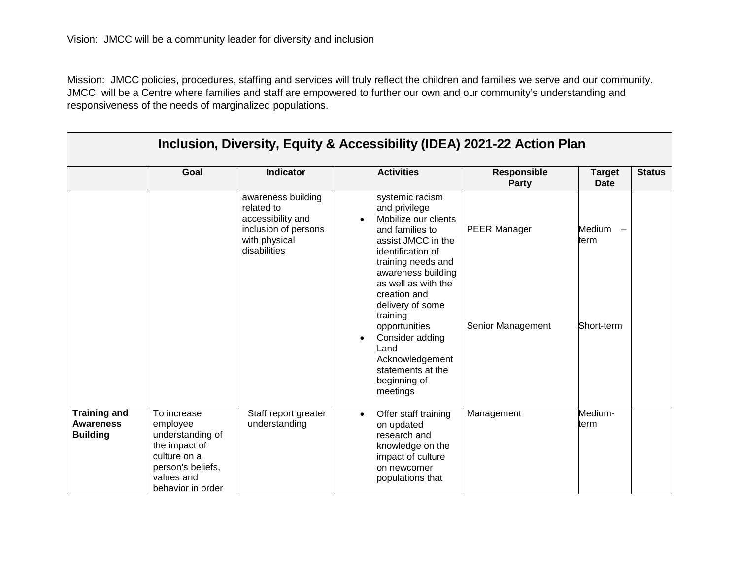Vision: JMCC will be a community leader for diversity and inclusion

Mission: JMCC policies, procedures, staffing and services will truly reflect the children and families we serve and our community. JMCC will be a Centre where families and staff are empowered to further our own and our community's understanding and responsiveness of the needs of marginalized populations.

| Inclusion, Diversity, Equity & Accessibility (IDEA) 2021-22 Action Plan | | | | | | |
|---|---|---|---|---|---|---|
| | **Goal** | **Indicator** | **Activities** | **Responsible Party** | **Target Date** | **Status** |
| | | awareness building related to accessibility and inclusion of persons with physical disabilities | systemic racism and privilege<br>• Mobilize our clients and families to assist JMCC in the identification of training needs and awareness building as well as with the creation and delivery of some training opportunities<br>• Consider adding Land Acknowledgement statements at the beginning of meetings | PEER Manager<br><br>Senior Management | Medium – term<br><br>Short-term | |
| **Training and Awareness Building** | To increase employee understanding of the impact of culture on a person's beliefs, values and behavior in order | Staff report greater understanding | • Offer staff training on updated research and knowledge on the impact of culture on newcomer populations that | Management | Medium-term | |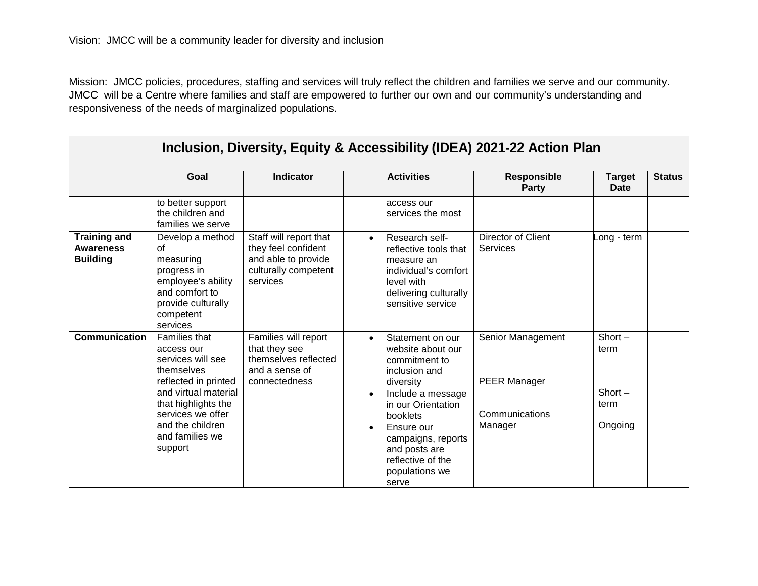Vision: JMCC will be a community leader for diversity and inclusion

Mission: JMCC policies, procedures, staffing and services will truly reflect the children and families we serve and our community. JMCC will be a Centre where families and staff are empowered to further our own and our community's understanding and responsiveness of the needs of marginalized populations.

| Inclusion, Diversity, Equity & Accessibility (IDEA) 2021-22 Action Plan | | | | | | |
|---|---|---|---|---|---|---|
| | **Goal** | **Indicator** | **Activities** | **Responsible Party** | **Target Date** | **Status** |
| | to better support the children and families we serve | | access our services the most | | | |
| **Training and Awareness Building** | Develop a method of measuring progress in employee's ability and comfort to provide culturally competent services | Staff will report that they feel confident and able to provide culturally competent services | • Research self-reflective tools that measure an individual's comfort level with delivering culturally sensitive service | Director of Client Services | Long - term | |
| **Communication** | Families that access our services will see themselves reflected in printed and virtual material that highlights the services we offer and the children and families we support | Families will report that they see themselves reflected and a sense of connectedness | • Statement on our website about our commitment to inclusion and diversity<br>• Include a message in our Orientation booklets<br>• Ensure our campaigns, reports and posts are reflective of the populations we serve | Senior Management<br><br>PEER Manager<br><br>Communications Manager | Short – term<br><br>Short – term<br><br>Ongoing | |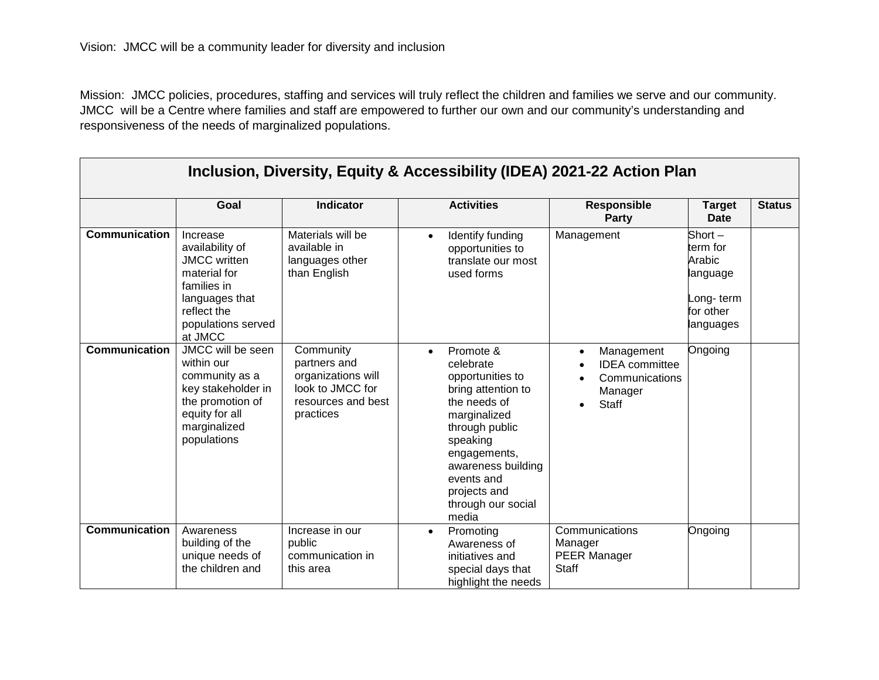Vision: JMCC will be a community leader for diversity and inclusion

Mission: JMCC policies, procedures, staffing and services will truly reflect the children and families we serve and our community. JMCC will be a Centre where families and staff are empowered to further our own and our community's understanding and responsiveness of the needs of marginalized populations.

| Inclusion, Diversity, Equity & Accessibility (IDEA) 2021-22 Action Plan | | | | | | |
|---|---|---|---|---|---|---|
| | **Goal** | **Indicator** | **Activities** | **Responsible Party** | **Target Date** | **Status** |
| **Communication** | Increase availability of JMCC written material for families in languages that reflect the populations served at JMCC | Materials will be available in languages other than English | • Identify funding opportunities to translate our most used forms | Management | Short – term for Arabic language<br><br>Long- term for other languages | |
| **Communication** | JMCC will be seen within our community as a key stakeholder in the promotion of equity for all marginalized populations | Community partners and organizations will look to JMCC for resources and best practices | • Promote & celebrate opportunities to bring attention to the needs of marginalized through public speaking engagements, awareness building events and projects and through our social media | • Management<br>• IDEA committee<br>• Communications Manager<br>• Staff | Ongoing | |
| **Communication** | Awareness building of the unique needs of the children and | Increase in our public communication in this area | • Promoting Awareness of initiatives and special days that highlight the needs | Communications Manager<br>PEER Manager<br>Staff | Ongoing | |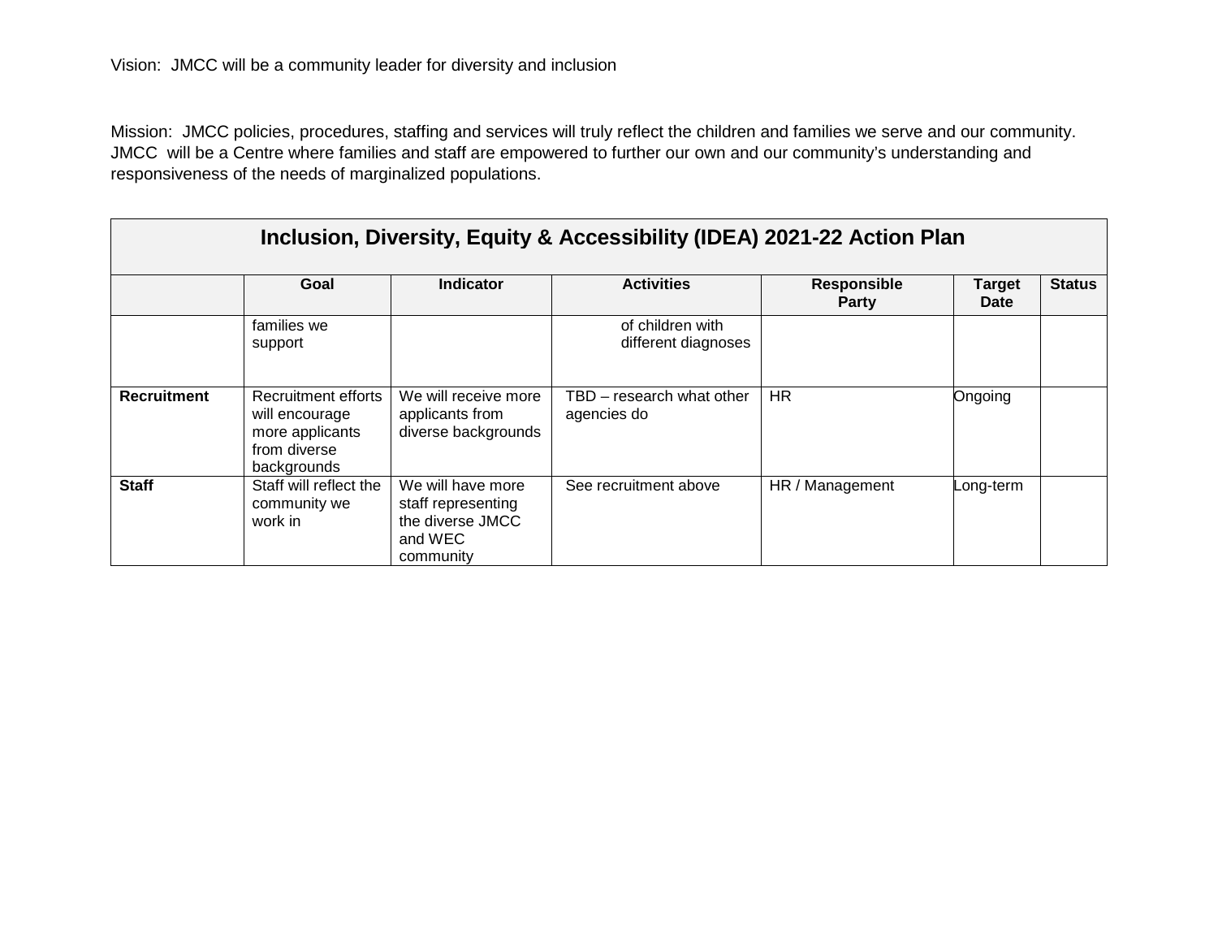Vision: JMCC will be a community leader for diversity and inclusion

Mission: JMCC policies, procedures, staffing and services will truly reflect the children and families we serve and our community. JMCC will be a Centre where families and staff are empowered to further our own and our community's understanding and responsiveness of the needs of marginalized populations.

## Inclusion, Diversity, Equity & Accessibility (IDEA) 2021-22 Action Plan

| | Goal | Indicator | Activities | Responsible Party | Target Date | Status |
|---|---|---|---|---|---|---|
| | families we support | | of children with different diagnoses | | | |
| **Recruitment** | Recruitment efforts will encourage more applicants from diverse backgrounds | We will receive more applicants from diverse backgrounds | TBD – research what other agencies do | HR | Ongoing | |
| **Staff** | Staff will reflect the community we work in | We will have more staff representing the diverse JMCC and WEC community | See recruitment above | HR / Management | Long-term | |